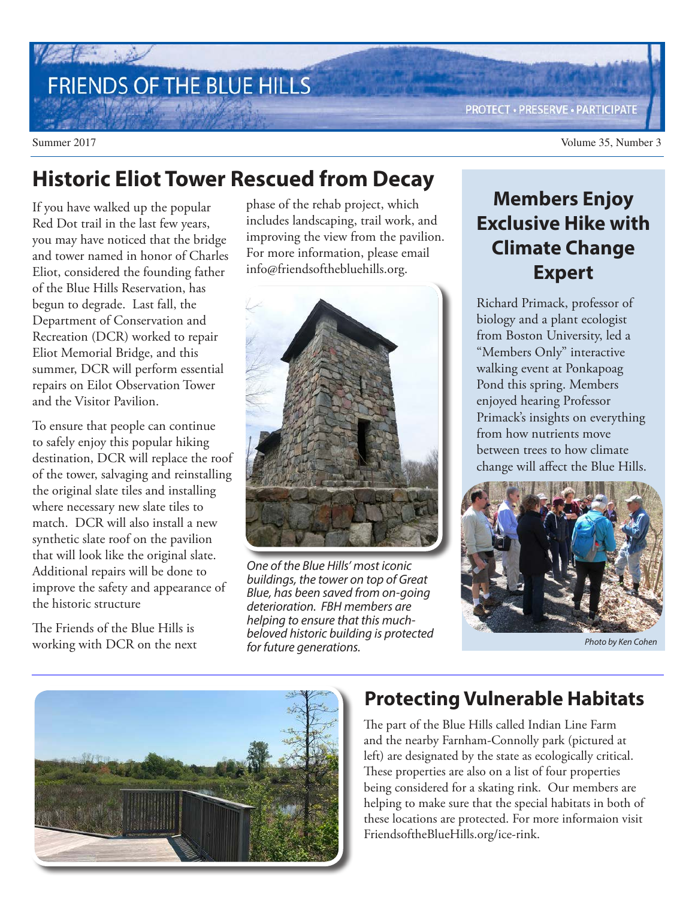# FRIENDS OF THE BLUE HILLS

PROTECT • PRESERVE • PARTICIPATE

Summer 2017 Volume 35, Number 3

## Historic Eliot Tower Rescued from Decay

If you have walked up the popular Red Dot trail in the last few years, you may have noticed that the bridge and tower named in honor of Charles Eliot, considered the founding father of the Blue Hills Reservation, has begun to degrade. Last fall, the Department of Conservation and Recreation (DCR) worked to repair Eliot Memorial Bridge, and this summer, DCR will perform essential repairs on Eilot Observation Tower and the Visitor Pavilion.

To ensure that people can continue to safely enjoy this popular hiking destination, DCR will replace the roof of the tower, salvaging and reinstalling the original slate tiles and installing where necessary new slate tiles to match. DCR will also install a new synthetic slate roof on the pavilion that will look like the original slate. Additional repairs will be done to improve the safety and appearance of the historic structure

The Friends of the Blue Hills is working with DCR on the next phase of the rehab project, which includes landscaping, trail work, and improving the view from the pavilion. For more information, please email info@friendsofthebluehills.org.

*One of the Blue Hills' most iconic buildings, the tower on top of Great Blue, has been saved from on-going deterioration. FBH members are helping to ensure that this much-beloved historic building is protected for future generations.*

## Members Enjoy Exclusive Hike with Climate Change Expert

Richard Primack, professor of biology and a plant ecologist from Boston University, led a "Members Only" interactive walking event at Ponkapoag Pond this spring. Members enjoyed hearing Professor Primack's insights on everything from how nutrients move between trees to how climate change will affect the Blue Hills.

*Photo by Ken Cohen*

## Protecting Vulnerable Habitats

The part of the Blue Hills called Indian Line Farm and the nearby Farnham-Connolly park (pictured at left) are designated by the state as ecologically critical. These properties are also on a list of four properties being considered for a skating rink. Our members are helping to make sure that the special habitats in both of these locations are protected. For more informaion visit FriendsoftheBlueHills.org/ice-rink.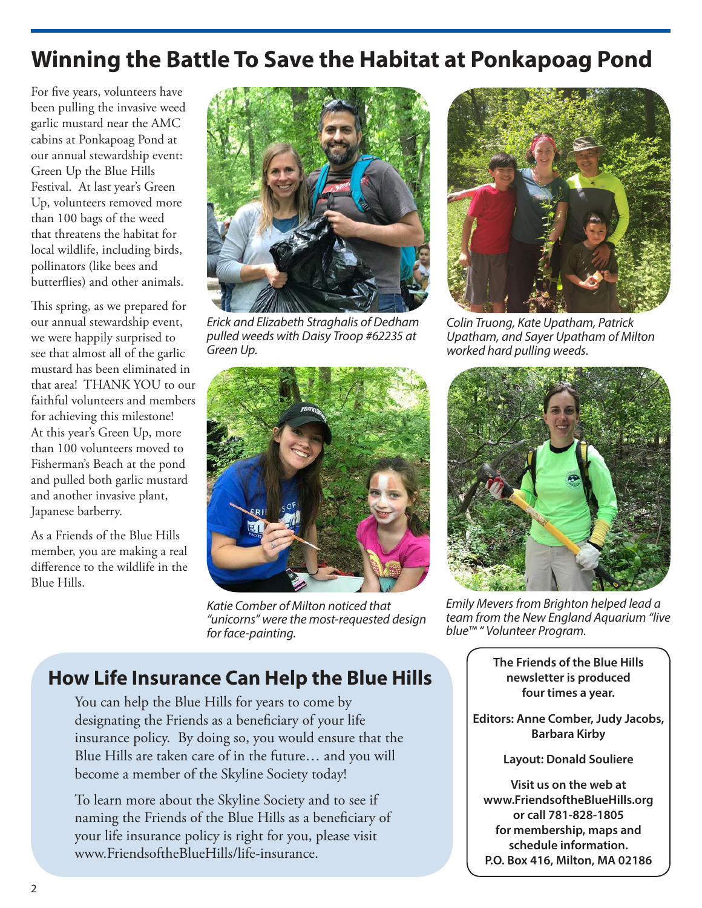# Winning the Battle To Save the Habitat at Ponkapoag Pond

For five years, volunteers have been pulling the invasive weed garlic mustard near the AMC cabins at Ponkapoag Pond at our annual stewardship event: Green Up the Blue Hills Festival. At last year's Green Up, volunteers removed more than 100 bags of the weed that threatens the habitat for local wildlife, including birds, pollinators (like bees and butterflies) and other animals.

This spring, as we prepared for our annual stewardship event, we were happily surprised to see that almost all of the garlic mustard has been eliminated in that area! THANK YOU to our faithful volunteers and members for achieving this milestone! At this year's Green Up, more than 100 volunteers moved to Fisherman's Beach at the pond and pulled both garlic mustard and another invasive plant, Japanese barberry.

As a Friends of the Blue Hills member, you are making a real difference to the wildlife in the Blue Hills.

*Erick and Elizabeth Straghalis of Dedham pulled weeds with Daisy Troop #62235 at Green Up.*

*Colin Truong, Kate Upatham, Patrick Upatham, and Sayer Upatham of Milton worked hard pulling weeds.*

*Katie Comber of Milton noticed that "unicorns" were the most-requested design for face-painting.*

*Emily Mevers from Brighton helped lead a team from the New England Aquarium "live blue™ " Volunteer Program.*

## How Life Insurance Can Help the Blue Hills

You can help the Blue Hills for years to come by designating the Friends as a beneficiary of your life insurance policy. By doing so, you would ensure that the Blue Hills are taken care of in the future… and you will become a member of the Skyline Society today!

To learn more about the Skyline Society and to see if naming the Friends of the Blue Hills as a beneficiary of your life insurance policy is right for you, please visit www.FriendsoftheBlueHills/life-insurance.

**The Friends of the Blue Hills newsletter is produced four times a year.**

**Editors: Anne Comber, Judy Jacobs, Barbara Kirby**

**Layout: Donald Souliere**

**Visit us on the web at www.FriendsoftheBlueHills.org or call 781-828-1805 for membership, maps and schedule information.**
**P.O. Box 416, Milton, MA 02186**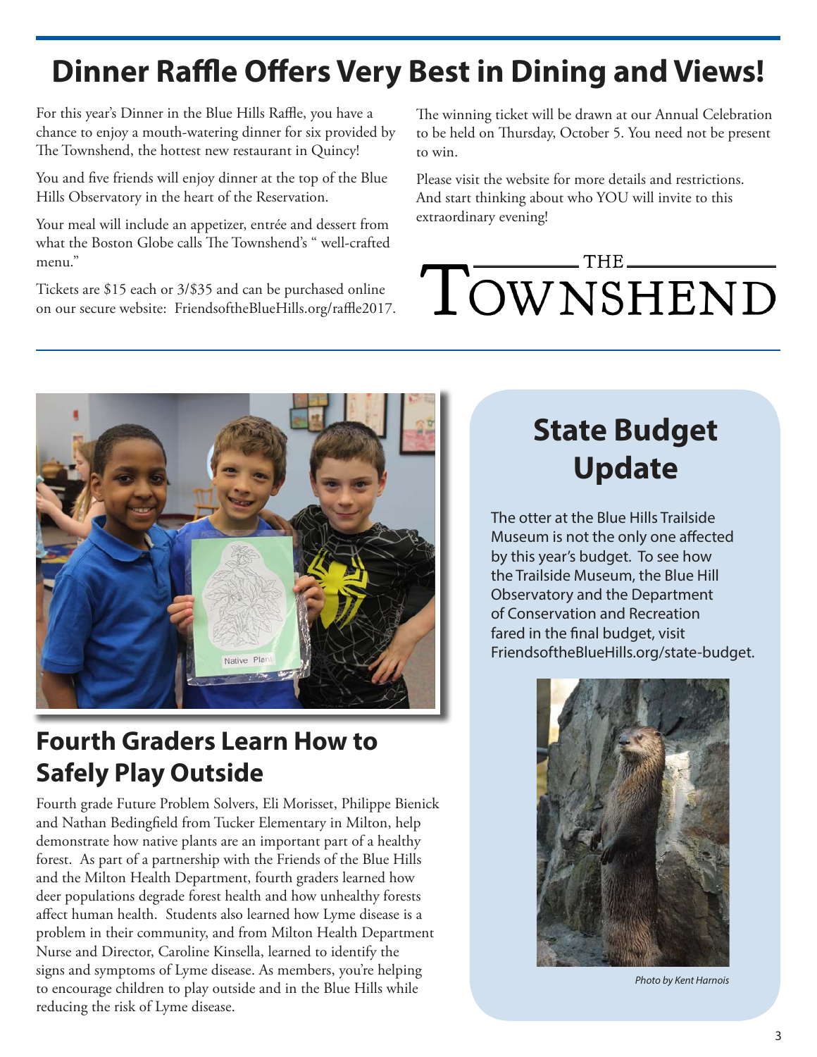# Dinner Raffle Offers Very Best in Dining and Views!

For this year's Dinner in the Blue Hills Raffle, you have a chance to enjoy a mouth-watering dinner for six provided by The Townshend, the hottest new restaurant in Quincy!

You and five friends will enjoy dinner at the top of the Blue Hills Observatory in the heart of the Reservation.

Your meal will include an appetizer, entrée and dessert from what the Boston Globe calls The Townshend's " well-crafted menu."

Tickets are $15 each or 3/$35 and can be purchased online on our secure website: FriendsoftheBlueHills.org/raffle2017.

The winning ticket will be drawn at our Annual Celebration to be held on Thursday, October 5. You need not be present to win.

Please visit the website for more details and restrictions. And start thinking about who YOU will invite to this extraordinary evening!

THE TOWNSHEND

## Fourth Graders Learn How to Safely Play Outside

Fourth grade Future Problem Solvers, Eli Morisset, Philippe Bienick and Nathan Bedingfield from Tucker Elementary in Milton, help demonstrate how native plants are an important part of a healthy forest. As part of a partnership with the Friends of the Blue Hills and the Milton Health Department, fourth graders learned how deer populations degrade forest health and how unhealthy forests affect human health. Students also learned how Lyme disease is a problem in their community, and from Milton Health Department Nurse and Director, Caroline Kinsella, learned to identify the signs and symptoms of Lyme disease. As members, you're helping to encourage children to play outside and in the Blue Hills while reducing the risk of Lyme disease.

## State Budget Update

The otter at the Blue Hills Trailside Museum is not the only one affected by this year's budget. To see how the Trailside Museum, the Blue Hill Observatory and the Department of Conservation and Recreation fared in the final budget, visit FriendsoftheBlueHills.org/state-budget.

*Photo by Kent Harnois*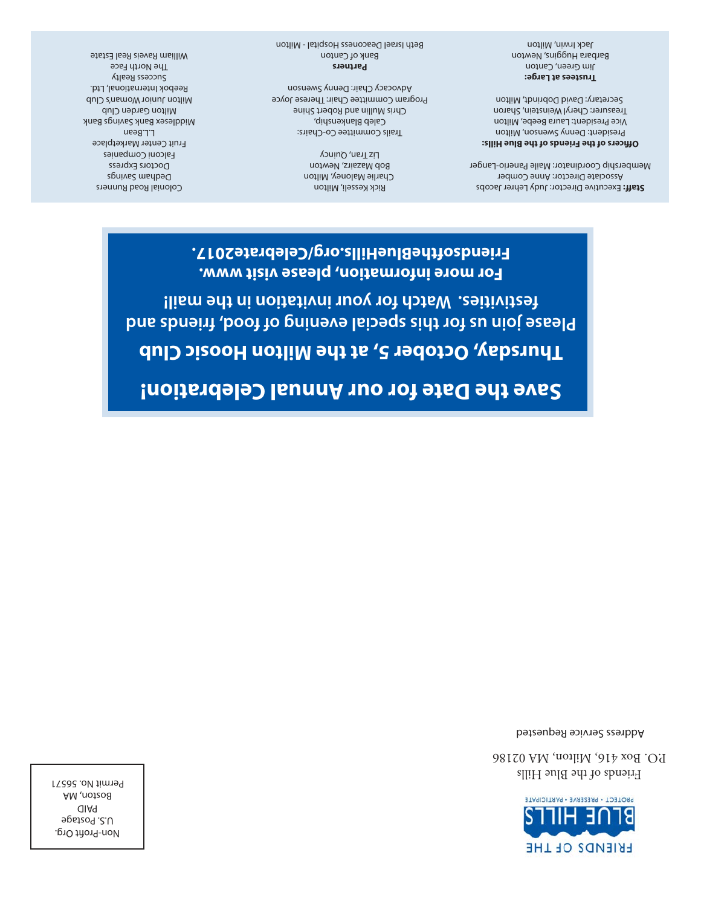**Staff:** Executive Director: Judy Lehrer Jacobs
Associate Director: Anne Comber
Membership Coordinator: Maile Panerio-Langer

**Officers of the Friends of the Blue Hills:**
President: Denny Swenson, Milton
Vice President: Laura Beebe, Milton
Treasurer: Cheryl Weinstein, Sharon
Secretary: David Dobrindt, Milton

**Trustees at Large:**
Jim Green, Canton
Barbara Huggins, Newton
Jack Irwin, Milton

Rick Kesseli, Milton
Charlie Maloney, Milton
Bob Mazaitz, Newton
Liz Tran, Quincy

Trails Committee Co-Chairs:
Caleb Blankenship,
Chris Mullin and Robert Shine
Program Committee Chair: Therese Joyce
Advocacy Chair: Denny Swenson

**Partners**
Bank of Canton
Beth Israel Deaconess Hospital - Milton

Colonial Road Runners
Dedham Savings
Doctors Express
Falconi Companies
Fruit Center Marketplace
L.L.Bean
Middlesex Bank Savings Bank
Milton Garden Club
Milton Junior Woman's Club
Reebok International, Ltd.
Success Realty
The North Face
William Raveis Real Estate

# Save the Date for our Annual Celebration!

## Thursday, October 5, at the Milton Hoosic Club

**Please join us for this special evening of food, friends and festivities. Watch for your invitation in the mail!**

**For more information, please visit www.FriendsoftheBlueHills.org/Celebrate2017.**

FRIENDS OF THE BLUE HILLS
PROTECT • PRESERVE • PARTICIPATE

Friends of the Blue Hills
P.O. Box 416, Milton, MA 02186

Address Service Requested

Non-Profit Org.
U.S. Postage
PAID
Boston, MA
Permit No. 56571